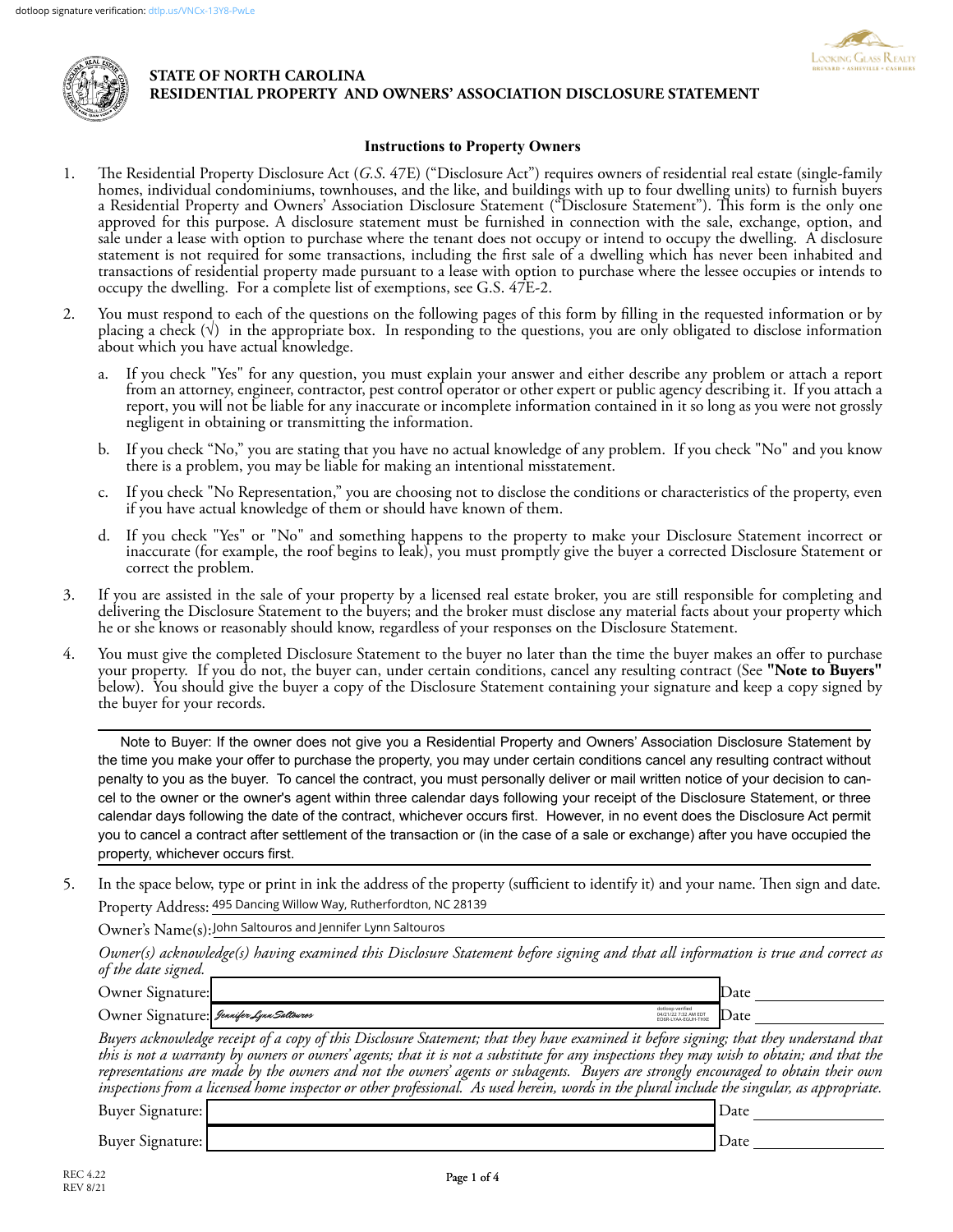dotloop signature verification: dtlp.us/VNCx-13Y8-PwLe

# STATE OF NORTH CAROLINA
# RESIDENTIAL PROPERTY AND OWNERS' ASSOCIATION DISCLOSURE STATEMENT

### Instructions to Property Owners

1. The Residential Property Disclosure Act (*G.S.* 47E) ("Disclosure Act") requires owners of residential real estate (single-family homes, individual condominiums, townhouses, and the like, and buildings with up to four dwelling units) to furnish buyers a Residential Property and Owners' Association Disclosure Statement ("Disclosure Statement"). This form is the only one approved for this purpose. A disclosure statement must be furnished in connection with the sale, exchange, option, and sale under a lease with option to purchase where the tenant does not occupy or intend to occupy the dwelling. A disclosure statement is not required for some transactions, including the first sale of a dwelling which has never been inhabited and transactions of residential property made pursuant to a lease with option to purchase where the lessee occupies or intends to occupy the dwelling. For a complete list of exemptions, see G.S. 47E-2.

2. You must respond to each of the questions on the following pages of this form by filling in the requested information or by placing a check (√) in the appropriate box. In responding to the questions, you are only obligated to disclose information about which you have actual knowledge.

   a. If you check "Yes" for any question, you must explain your answer and either describe any problem or attach a report from an attorney, engineer, contractor, pest control operator or other expert or public agency describing it. If you attach a report, you will not be liable for any inaccurate or incomplete information contained in it so long as you were not grossly negligent in obtaining or transmitting the information.

   b. If you check "No," you are stating that you have no actual knowledge of any problem. If you check "No" and you know there is a problem, you may be liable for making an intentional misstatement.

   c. If you check "No Representation," you are choosing not to disclose the conditions or characteristics of the property, even if you have actual knowledge of them or should have known of them.

   d. If you check "Yes" or "No" and something happens to the property to make your Disclosure Statement incorrect or inaccurate (for example, the roof begins to leak), you must promptly give the buyer a corrected Disclosure Statement or correct the problem.

3. If you are assisted in the sale of your property by a licensed real estate broker, you are still responsible for completing and delivering the Disclosure Statement to the buyers; and the broker must disclose any material facts about your property which he or she knows or reasonably should know, regardless of your responses on the Disclosure Statement.

4. You must give the completed Disclosure Statement to the buyer no later than the time the buyer makes an offer to purchase your property. If you do not, the buyer can, under certain conditions, cancel any resulting contract (See **"Note to Buyers"** below). You should give the buyer a copy of the Disclosure Statement containing your signature and keep a copy signed by the buyer for your records.

---

Note to Buyer: If the owner does not give you a Residential Property and Owners' Association Disclosure Statement by the time you make your offer to purchase the property, you may under certain conditions cancel any resulting contract without penalty to you as the buyer. To cancel the contract, you must personally deliver or mail written notice of your decision to cancel to the owner or the owner's agent within three calendar days following your receipt of the Disclosure Statement, or three calendar days following the date of the contract, whichever occurs first. However, in no event does the Disclosure Act permit you to cancel a contract after settlement of the transaction or (in the case of a sale or exchange) after you have occupied the property, whichever occurs first.

---

5. In the space below, type or print in ink the address of the property (sufficient to identify it) and your name. Then sign and date.

Property Address: 495 Dancing Willow Way, Rutherfordton, NC 28139

Owner's Name(s): John Saltouros and Jennifer Lynn Saltouros

*Owner(s) acknowledge(s) having examined this Disclosure Statement before signing and that all information is true and correct as of the date signed.*

Owner Signature: ______________________ Date ____________

Owner Signature: Jennifer Lynn Saltouros (dotloop verified 04/21/22 7:32 AM EDT EOSR-LYAA-EGUH-THXE) Date ____________

*Buyers acknowledge receipt of a copy of this Disclosure Statement; that they have examined it before signing; that they understand that this is not a warranty by owners or owners' agents; that it is not a substitute for any inspections they may wish to obtain; and that the representations are made by the owners and not the owners' agents or subagents. Buyers are strongly encouraged to obtain their own inspections from a licensed home inspector or other professional. As used herein, words in the plural include the singular, as appropriate.*

Buyer Signature: ______________________ Date ____________

Buyer Signature: ______________________ Date ____________

REC 4.22
REV 8/21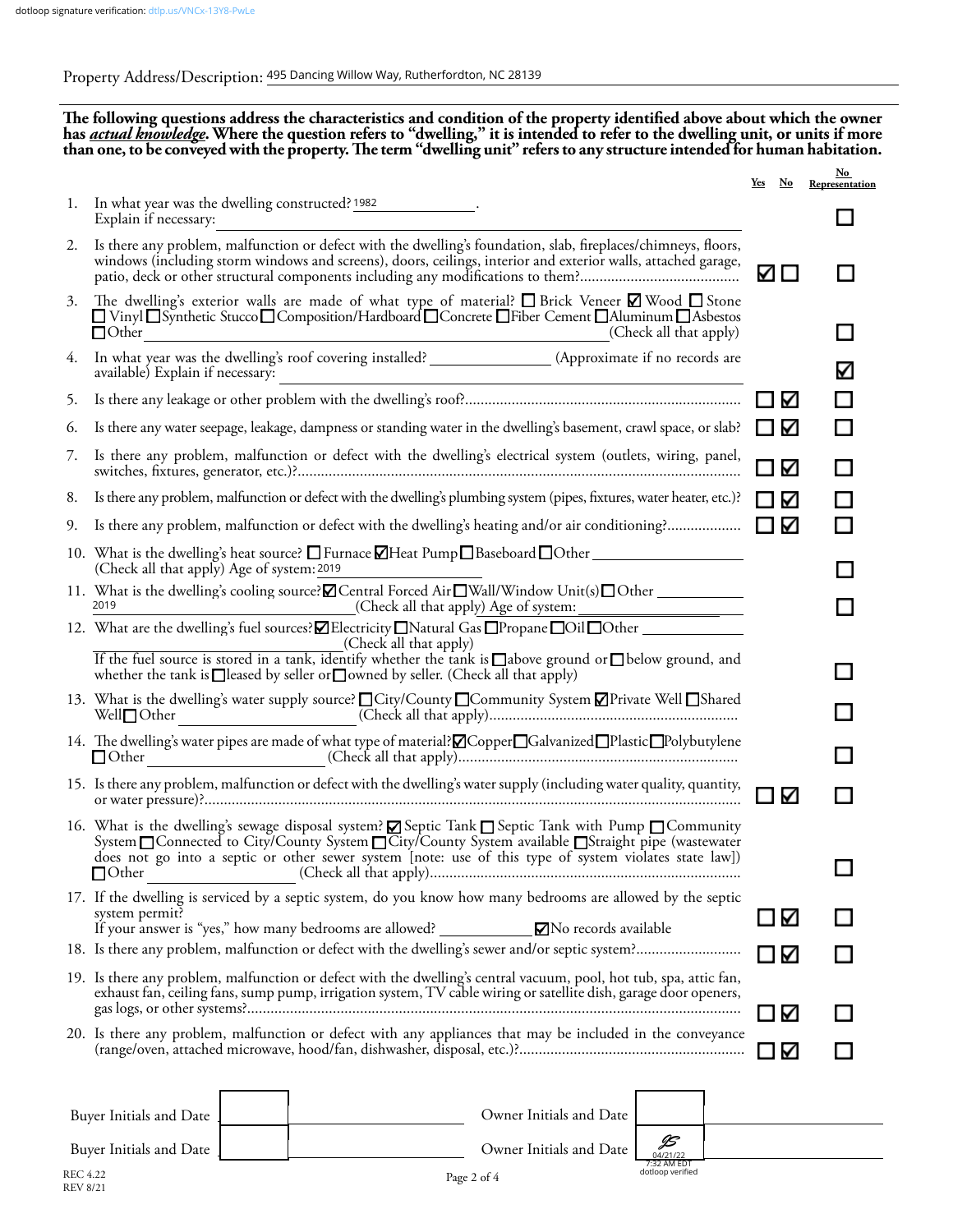Property Address/Description: 495 Dancing Willow Way, Rutherfordton, NC 28139

**The following questions address the characteristics and condition of the property identified above about which the owner has *actual knowledge*. Where the question refers to "dwelling," it is intended to refer to the dwelling unit, or units if more than one, to be conveyed with the property. The term "dwelling unit" refers to any structure intended for human habitation.**

| | Question | Yes | No | No Representation |
|---|---|---|---|---|
| 1. | In what year was the dwelling constructed? 1982. Explain if necessary: | | | ☐ |
| 2. | Is there any problem, malfunction or defect with the dwelling's foundation, slab, fireplaces/chimneys, floors, windows (including storm windows and screens), doors, ceilings, interior and exterior walls, attached garage, patio, deck or other structural components including any modifications to them? | ☑ | ☐ | ☐ |
| 3. | The dwelling's exterior walls are made of what type of material? ☐ Brick Veneer ☑ Wood ☐ Stone ☐ Vinyl ☐ Synthetic Stucco ☐ Composition/Hardboard ☐ Concrete ☐ Fiber Cement ☐ Aluminum ☐ Asbestos ☐ Other ______ (Check all that apply) | | | ☐ |
| 4. | In what year was the dwelling's roof covering installed? ______ (Approximate if no records are available) Explain if necessary: | | | ☑ |
| 5. | Is there any leakage or other problem with the dwelling's roof? | ☐ | ☑ | ☐ |
| 6. | Is there any water seepage, leakage, dampness or standing water in the dwelling's basement, crawl space, or slab? | ☐ | ☑ | ☐ |
| 7. | Is there any problem, malfunction or defect with the dwelling's electrical system (outlets, wiring, panel, switches, fixtures, generator, etc.)? | ☐ | ☑ | ☐ |
| 8. | Is there any problem, malfunction or defect with the dwelling's plumbing system (pipes, fixtures, water heater, etc.)? | ☐ | ☑ | ☐ |
| 9. | Is there any problem, malfunction or defect with the dwelling's heating and/or air conditioning? | ☐ | ☑ | ☐ |
| 10. | What is the dwelling's heat source? ☐ Furnace ☑ Heat Pump ☐ Baseboard ☐ Other ______ (Check all that apply) Age of system: 2019 | | | ☐ |
| 11. | What is the dwelling's cooling source? ☑ Central Forced Air ☐ Wall/Window Unit(s) ☐ Other ______ (Check all that apply) Age of system: 2019 | | | ☐ |
| 12. | What are the dwelling's fuel sources? ☑ Electricity ☐ Natural Gas ☐ Propane ☐ Oil ☐ Other ______ (Check all that apply) If the fuel source is stored in a tank, identify whether the tank is ☐ above ground or ☐ below ground, and whether the tank is ☐ leased by seller or ☐ owned by seller. (Check all that apply) | | | ☐ |
| 13. | What is the dwelling's water supply source? ☐ City/County ☐ Community System ☑ Private Well ☐ Shared Well ☐ Other ______ (Check all that apply) | | | ☐ |
| 14. | The dwelling's water pipes are made of what type of material? ☑ Copper ☐ Galvanized ☐ Plastic ☐ Polybutylene ☐ Other ______ (Check all that apply) | | | ☐ |
| 15. | Is there any problem, malfunction or defect with the dwelling's water supply (including water quality, quantity, or water pressure)? | ☐ | ☑ | ☐ |
| 16. | What is the dwelling's sewage disposal system? ☑ Septic Tank ☐ Septic Tank with Pump ☐ Community System ☐ Connected to City/County System ☐ City/County System available ☐ Straight pipe (wastewater does not go into a septic or other sewer system [note: use of this type of system violates state law]) ☐ Other ______ (Check all that apply) | | | ☐ |
| 17. | If the dwelling is serviced by a septic system, do you know how many bedrooms are allowed by the septic system permit? If your answer is "yes," how many bedrooms are allowed? ______ ☑ No records available | ☐ | ☑ | ☐ |
| 18. | Is there any problem, malfunction or defect with the dwelling's sewer and/or septic system? | ☐ | ☑ | ☐ |
| 19. | Is there any problem, malfunction or defect with the dwelling's central vacuum, pool, hot tub, spa, attic fan, exhaust fan, ceiling fans, sump pump, irrigation system, TV cable wiring or satellite dish, garage door openers, gas logs, or other systems? | ☐ | ☑ | ☐ |
| 20. | Is there any problem, malfunction or defect with any appliances that may be included in the conveyance (range/oven, attached microwave, hood/fan, dishwasher, disposal, etc.)? | ☐ | ☑ | ☐ |

Buyer Initials and Date ______ ______ Owner Initials and Date ______ ______

Buyer Initials and Date ______ ______ Owner Initials and Date JS 04/21/22 7:32 AM EDT dotloop verified ______

REC 4.22
REV 8/21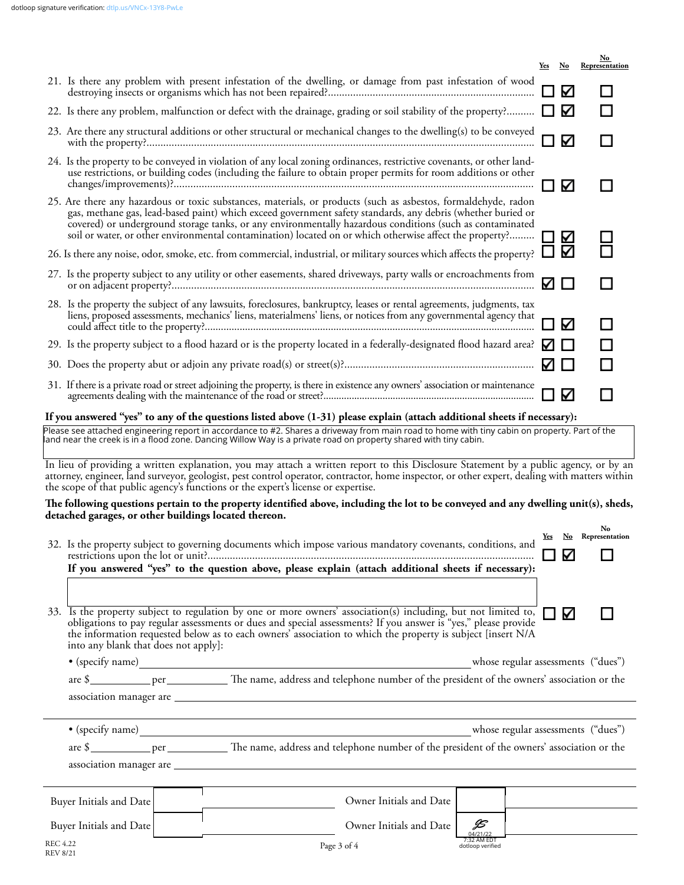dotloop signature verification: dtlp.us/VNCx-13Y8-PwLe

| Question | Yes | No | No Representation |
|---|---|---|---|
| 21. Is there any problem with present infestation of the dwelling, or damage from past infestation of wood destroying insects or organisms which has not been repaired? | ☐ | ☑ | ☐ |
| 22. Is there any problem, malfunction or defect with the drainage, grading or soil stability of the property? | ☐ | ☑ | ☐ |
| 23. Are there any structural additions or other structural or mechanical changes to the dwelling(s) to be conveyed with the property? | ☐ | ☑ | ☐ |
| 24. Is the property to be conveyed in violation of any local zoning ordinances, restrictive covenants, or other land-use restrictions, or building codes (including the failure to obtain proper permits for room additions or other changes/improvements)? | ☐ | ☑ | ☐ |
| 25. Are there any hazardous or toxic substances, materials, or products (such as asbestos, formaldehyde, radon gas, methane gas, lead-based paint) which exceed government safety standards, any debris (whether buried or covered) or underground storage tanks, or any environmentally hazardous conditions (such as contaminated soil or water, or other environmental contamination) located on or which otherwise affect the property? | ☐ | ☑ | ☐ |
| 26. Is there any noise, odor, smoke, etc. from commercial, industrial, or military sources which affects the property? | ☐ | ☑ | ☐ |
| 27. Is the property subject to any utility or other easements, shared driveways, party walls or encroachments from or on adjacent property? | ☑ | ☐ | ☐ |
| 28. Is the property the subject of any lawsuits, foreclosures, bankruptcy, leases or rental agreements, judgments, tax liens, proposed assessments, mechanics' liens, materialmens' liens, or notices from any governmental agency that could affect title to the property? | ☐ | ☑ | ☐ |
| 29. Is the property subject to a flood hazard or is the property located in a federally-designated flood hazard area? | ☑ | ☐ | ☐ |
| 30. Does the property abut or adjoin any private road(s) or street(s)? | ☑ | ☐ | ☐ |
| 31. If there is a private road or street adjoining the property, is there in existence any owners' association or maintenance agreements dealing with the maintenance of the road or street? | ☐ | ☑ | ☐ |

**If you answered "yes" to any of the questions listed above (1-31) please explain (attach additional sheets if necessary):**

Please see attached engineering report in accordance to #2. Shares a driveway from main road to home with tiny cabin on property. Part of the land near the creek is in a flood zone. Dancing Willow Way is a private road on property shared with tiny cabin.

In lieu of providing a written explanation, you may attach a written report to this Disclosure Statement by a public agency, or by an attorney, engineer, land surveyor, geologist, pest control operator, contractor, home inspector, or other expert, dealing with matters within the scope of that public agency's functions or the expert's license or expertise.

**The following questions pertain to the property identified above, including the lot to be conveyed and any dwelling unit(s), sheds, detached garages, or other buildings located thereon.**

| Question | Yes | No | No Representation |
|---|---|---|---|
| 32. Is the property subject to governing documents which impose various mandatory covenants, conditions, and restrictions upon the lot or unit? | ☐ | ☑ | ☐ |

**If you answered "yes" to the question above, please explain (attach additional sheets if necessary):**

| Question | Yes | No | No Representation |
|---|---|---|---|
| 33. Is the property subject to regulation by one or more owners' association(s) including, but not limited to, obligations to pay regular assessments or dues and special assessments? If you answer is "yes," please provide the information requested below as to each owners' association to which the property is subject [insert N/A into any blank that does not apply]: | ☐ | ☑ | ☐ |

• (specify name) ______________________ whose regular assessments ("dues") are $__________ per __________ The name, address and telephone number of the president of the owners' association or the association manager are ______________________

• (specify name) ______________________ whose regular assessments ("dues") are $__________ per __________ The name, address and telephone number of the president of the owners' association or the association manager are ______________________

Buyer Initials and Date ________ Owner Initials and Date ________

Buyer Initials and Date ________ Owner Initials and Date JS 04/21/22 7:32 AM EDT dotloop verified

REC 4.22
REV 8/21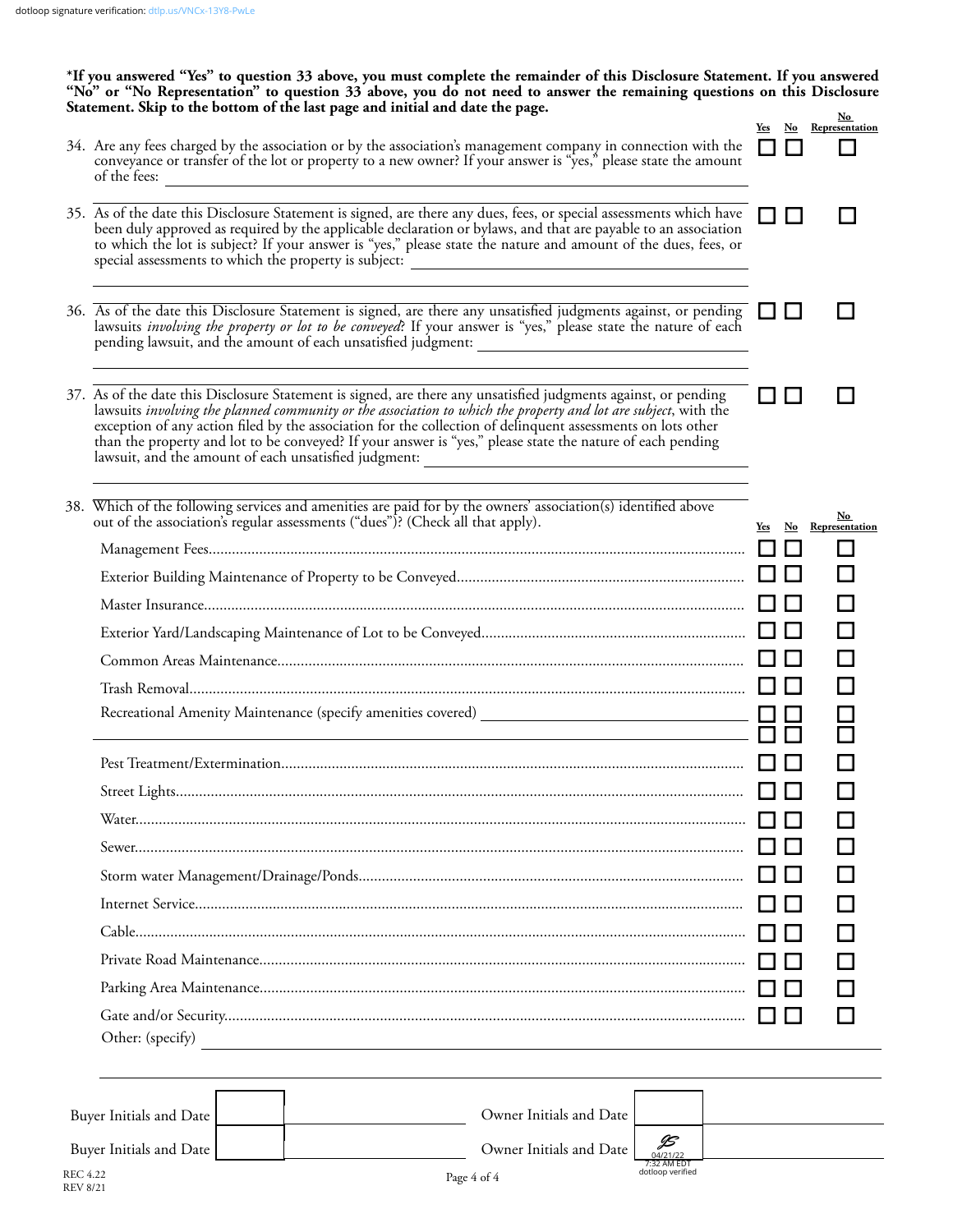**\*If you answered "Yes" to question 33 above, you must complete the remainder of this Disclosure Statement. If you answered "No" or "No Representation" to question 33 above, you do not need to answer the remaining questions on this Disclosure Statement. Skip to the bottom of the last page and initial and date the page.**

| | Yes | No | No Representation |
|---|---|---|---|
| 34. Are any fees charged by the association or by the association's management company in connection with the conveyance or transfer of the lot or property to a new owner? If your answer is "yes," please state the amount of the fees: ______ | ☐ | ☐ | ☐ |
| 35. As of the date this Disclosure Statement is signed, are there any dues, fees, or special assessments which have been duly approved as required by the applicable declaration or bylaws, and that are payable to an association to which the lot is subject? If your answer is "yes," please state the nature and amount of the dues, fees, or special assessments to which the property is subject: ______ | ☐ | ☐ | ☐ |
| 36. As of the date this Disclosure Statement is signed, are there any unsatisfied judgments against, or pending lawsuits *involving the property or lot to be conveyed*? If your answer is "yes," please state the nature of each pending lawsuit, and the amount of each unsatisfied judgment: ______ | ☐ | ☐ | ☐ |
| 37. As of the date this Disclosure Statement is signed, are there any unsatisfied judgments against, or pending lawsuits *involving the planned community or the association to which the property and lot are subject*, with the exception of any action filed by the association for the collection of delinquent assessments on lots other than the property and lot to be conveyed? If your answer is "yes," please state the nature of each pending lawsuit, and the amount of each unsatisfied judgment: ______ | ☐ | ☐ | ☐ |

38. Which of the following services and amenities are paid for by the owners' association(s) identified above out of the association's regular assessments ("dues")? (Check all that apply).

| | Yes | No | No Representation |
|---|---|---|---|
| Management Fees | ☐ | ☐ | ☐ |
| Exterior Building Maintenance of Property to be Conveyed | ☐ | ☐ | ☐ |
| Master Insurance | ☐ | ☐ | ☐ |
| Exterior Yard/Landscaping Maintenance of Lot to be Conveyed | ☐ | ☐ | ☐ |
| Common Areas Maintenance | ☐ | ☐ | ☐ |
| Trash Removal | ☐ | ☐ | ☐ |
| Recreational Amenity Maintenance (specify amenities covered) ______ | ☐ | ☐ | ☐ |
| | ☐ | ☐ | ☐ |
| Pest Treatment/Extermination | ☐ | ☐ | ☐ |
| Street Lights | ☐ | ☐ | ☐ |
| Water | ☐ | ☐ | ☐ |
| Sewer | ☐ | ☐ | ☐ |
| Storm water Management/Drainage/Ponds | ☐ | ☐ | ☐ |
| Internet Service | ☐ | ☐ | ☐ |
| Cable | ☐ | ☐ | ☐ |
| Private Road Maintenance | ☐ | ☐ | ☐ |
| Parking Area Maintenance | ☐ | ☐ | ☐ |
| Gate and/or Security | ☐ | ☐ | ☐ |

Other: (specify) ______

Buyer Initials and Date ______ Owner Initials and Date ______

Buyer Initials and Date ______ Owner Initials and Date JS 04/21/22 7:32 AM EDT dotloop verified

REC 4.22
REV 8/21